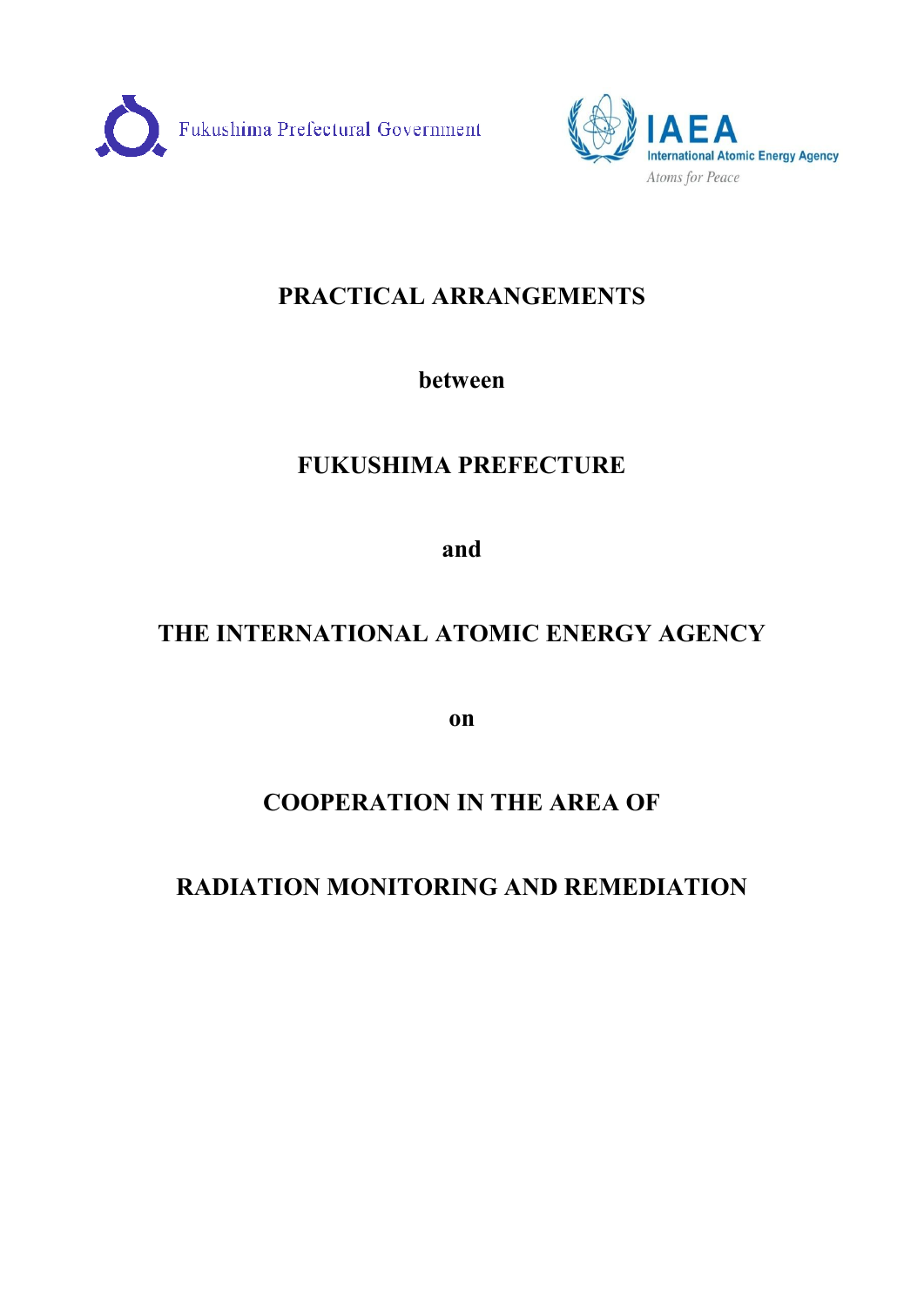Fukushima Prefectural Government

IAEA
International Atomic Energy Agency
*Atoms for Peace*

# PRACTICAL ARRANGEMENTS

**between**

# FUKUSHIMA PREFECTURE

**and**

# THE INTERNATIONAL ATOMIC ENERGY AGENCY

**on**

# COOPERATION IN THE AREA OF RADIATION MONITORING AND REMEDIATION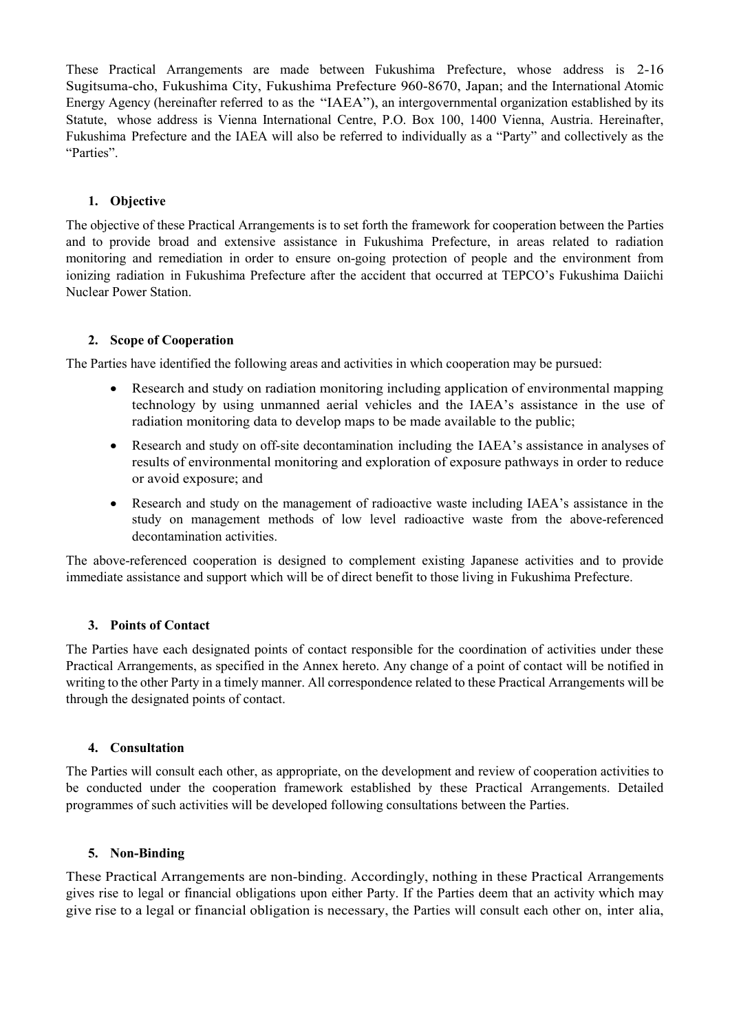These Practical Arrangements are made between Fukushima Prefecture, whose address is 2-16 Sugitsuma-cho, Fukushima City, Fukushima Prefecture 960-8670, Japan; and the International Atomic Energy Agency (hereinafter referred to as the "IAEA"), an intergovernmental organization established by its Statute, whose address is Vienna International Centre, P.O. Box 100, 1400 Vienna, Austria. Hereinafter, Fukushima Prefecture and the IAEA will also be referred to individually as a "Party" and collectively as the "Parties".

## 1. Objective

The objective of these Practical Arrangements is to set forth the framework for cooperation between the Parties and to provide broad and extensive assistance in Fukushima Prefecture, in areas related to radiation monitoring and remediation in order to ensure on-going protection of people and the environment from ionizing radiation in Fukushima Prefecture after the accident that occurred at TEPCO's Fukushima Daiichi Nuclear Power Station.

## 2. Scope of Cooperation

The Parties have identified the following areas and activities in which cooperation may be pursued:

- Research and study on radiation monitoring including application of environmental mapping technology by using unmanned aerial vehicles and the IAEA's assistance in the use of radiation monitoring data to develop maps to be made available to the public;
- Research and study on off-site decontamination including the IAEA's assistance in analyses of results of environmental monitoring and exploration of exposure pathways in order to reduce or avoid exposure; and
- Research and study on the management of radioactive waste including IAEA's assistance in the study on management methods of low level radioactive waste from the above-referenced decontamination activities.

The above-referenced cooperation is designed to complement existing Japanese activities and to provide immediate assistance and support which will be of direct benefit to those living in Fukushima Prefecture.

## 3. Points of Contact

The Parties have each designated points of contact responsible for the coordination of activities under these Practical Arrangements, as specified in the Annex hereto. Any change of a point of contact will be notified in writing to the other Party in a timely manner. All correspondence related to these Practical Arrangements will be through the designated points of contact.

## 4. Consultation

The Parties will consult each other, as appropriate, on the development and review of cooperation activities to be conducted under the cooperation framework established by these Practical Arrangements. Detailed programmes of such activities will be developed following consultations between the Parties.

## 5. Non-Binding

These Practical Arrangements are non-binding. Accordingly, nothing in these Practical Arrangements gives rise to legal or financial obligations upon either Party. If the Parties deem that an activity which may give rise to a legal or financial obligation is necessary, the Parties will consult each other on, inter alia,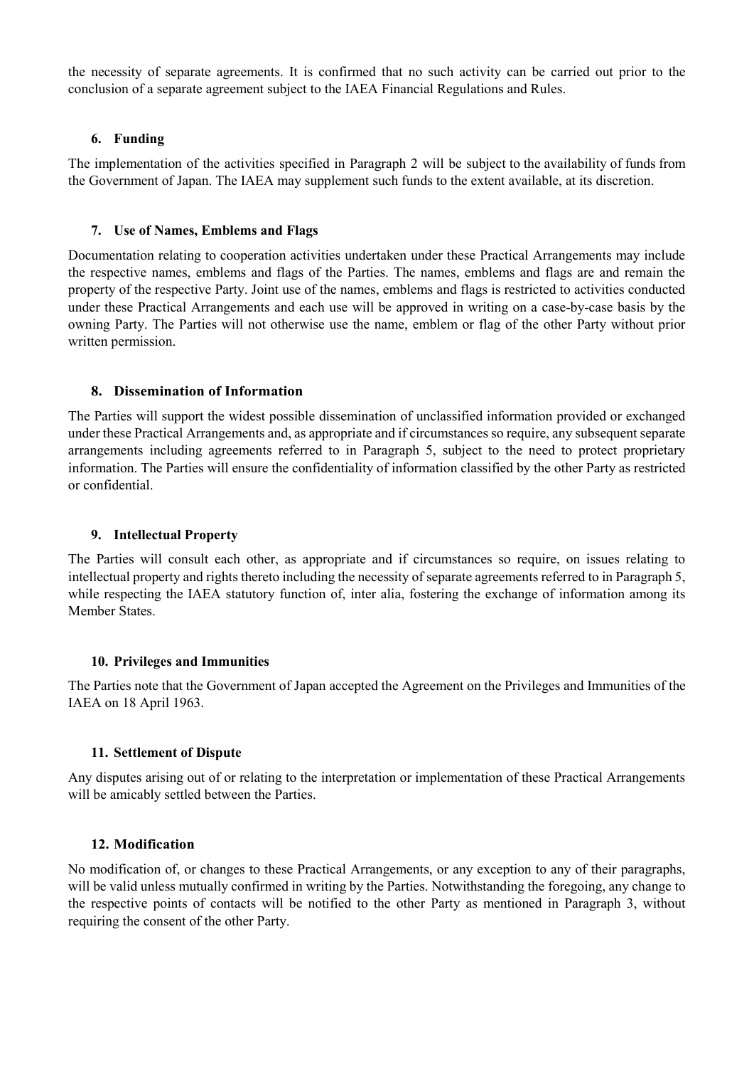the necessity of separate agreements. It is confirmed that no such activity can be carried out prior to the conclusion of a separate agreement subject to the IAEA Financial Regulations and Rules.

## 6. Funding

The implementation of the activities specified in Paragraph 2 will be subject to the availability of funds from the Government of Japan. The IAEA may supplement such funds to the extent available, at its discretion.

## 7. Use of Names, Emblems and Flags

Documentation relating to cooperation activities undertaken under these Practical Arrangements may include the respective names, emblems and flags of the Parties. The names, emblems and flags are and remain the property of the respective Party. Joint use of the names, emblems and flags is restricted to activities conducted under these Practical Arrangements and each use will be approved in writing on a case-by-case basis by the owning Party. The Parties will not otherwise use the name, emblem or flag of the other Party without prior written permission.

## 8. Dissemination of Information

The Parties will support the widest possible dissemination of unclassified information provided or exchanged under these Practical Arrangements and, as appropriate and if circumstances so require, any subsequent separate arrangements including agreements referred to in Paragraph 5, subject to the need to protect proprietary information. The Parties will ensure the confidentiality of information classified by the other Party as restricted or confidential.

## 9. Intellectual Property

The Parties will consult each other, as appropriate and if circumstances so require, on issues relating to intellectual property and rights thereto including the necessity of separate agreements referred to in Paragraph 5, while respecting the IAEA statutory function of, inter alia, fostering the exchange of information among its Member States.

## 10. Privileges and Immunities

The Parties note that the Government of Japan accepted the Agreement on the Privileges and Immunities of the IAEA on 18 April 1963.

## 11. Settlement of Dispute

Any disputes arising out of or relating to the interpretation or implementation of these Practical Arrangements will be amicably settled between the Parties.

## 12. Modification

No modification of, or changes to these Practical Arrangements, or any exception to any of their paragraphs, will be valid unless mutually confirmed in writing by the Parties. Notwithstanding the foregoing, any change to the respective points of contacts will be notified to the other Party as mentioned in Paragraph 3, without requiring the consent of the other Party.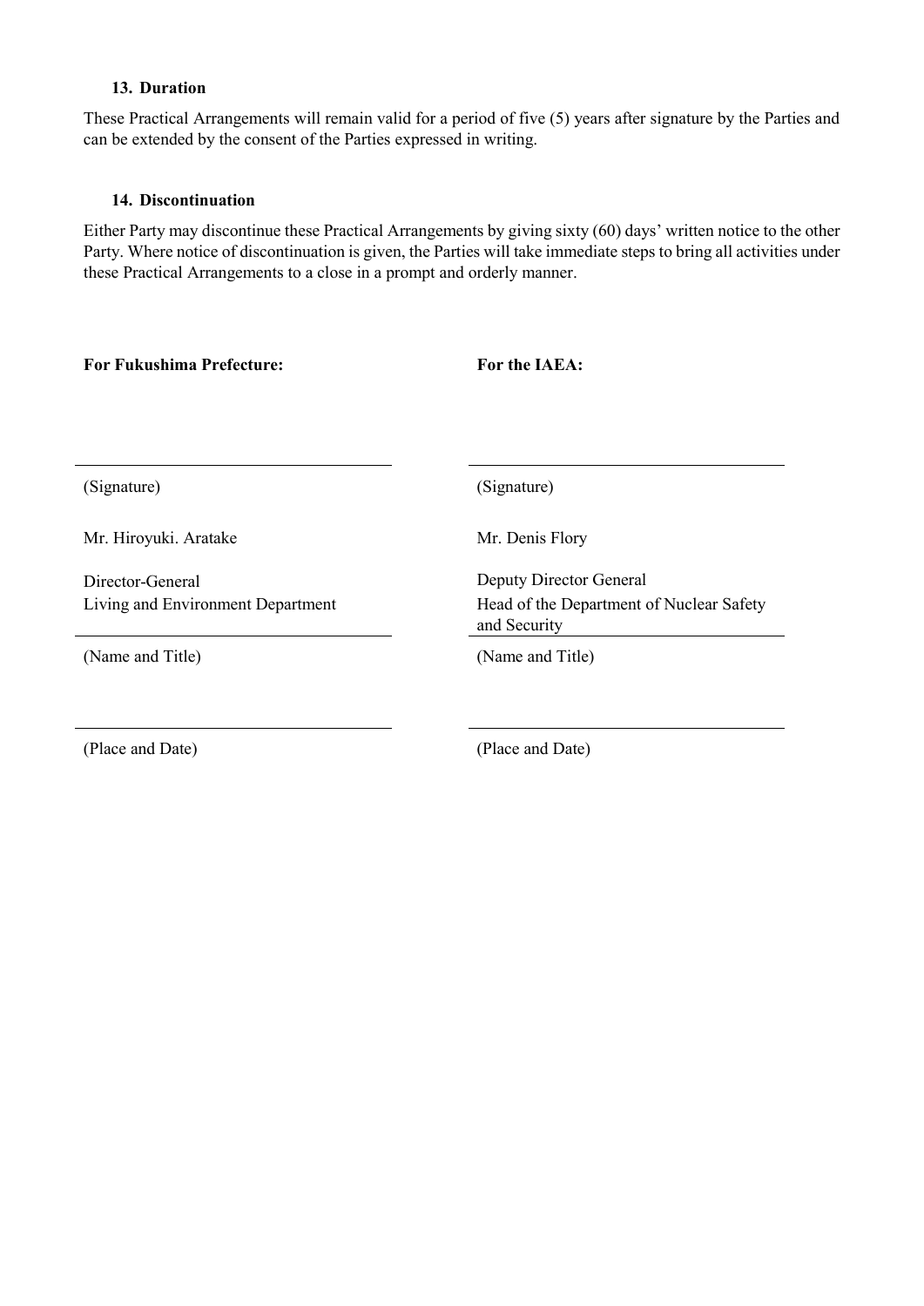### 13. Duration

These Practical Arrangements will remain valid for a period of five (5) years after signature by the Parties and can be extended by the consent of the Parties expressed in writing.

### 14. Discontinuation

Either Party may discontinue these Practical Arrangements by giving sixty (60) days' written notice to the other Party. Where notice of discontinuation is given, the Parties will take immediate steps to bring all activities under these Practical Arrangements to a close in a prompt and orderly manner.

| **For Fukushima Prefecture:** | **For the IAEA:** |
| --- | --- |
| (Signature) | (Signature) |
| Mr. Hiroyuki. Aratake | Mr. Denis Flory |
| Director-General<br>Living and Environment Department | Deputy Director General<br>Head of the Department of Nuclear Safety and Security |
| (Name and Title) | (Name and Title) |
| (Place and Date) | (Place and Date) |